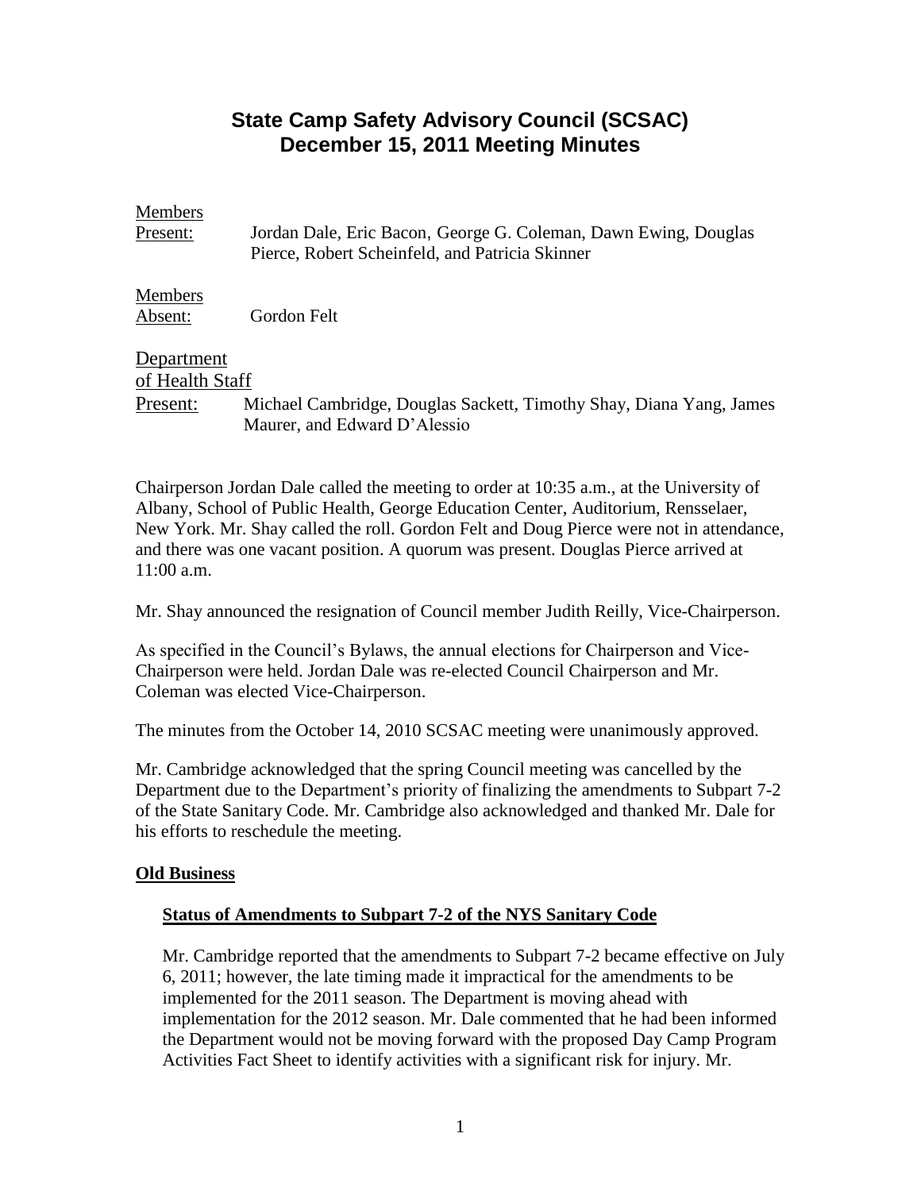# State Camp Safety Advisory Council (SCSAC)
# December 15, 2011 Meeting Minutes

Members Present: Jordan Dale, Eric Bacon, George G. Coleman, Dawn Ewing, Douglas Pierce, Robert Scheinfeld, and Patricia Skinner

Members Absent: Gordon Felt

Department of Health Staff Present: Michael Cambridge, Douglas Sackett, Timothy Shay, Diana Yang, James Maurer, and Edward D'Alessio

Chairperson Jordan Dale called the meeting to order at 10:35 a.m., at the University of Albany, School of Public Health, George Education Center, Auditorium, Rensselaer, New York. Mr. Shay called the roll. Gordon Felt and Doug Pierce were not in attendance, and there was one vacant position. A quorum was present. Douglas Pierce arrived at 11:00 a.m.

Mr. Shay announced the resignation of Council member Judith Reilly, Vice-Chairperson.

As specified in the Council's Bylaws, the annual elections for Chairperson and Vice-Chairperson were held. Jordan Dale was re-elected Council Chairperson and Mr. Coleman was elected Vice-Chairperson.

The minutes from the October 14, 2010 SCSAC meeting were unanimously approved.

Mr. Cambridge acknowledged that the spring Council meeting was cancelled by the Department due to the Department's priority of finalizing the amendments to Subpart 7-2 of the State Sanitary Code. Mr. Cambridge also acknowledged and thanked Mr. Dale for his efforts to reschedule the meeting.

## Old Business

### Status of Amendments to Subpart 7-2 of the NYS Sanitary Code

Mr. Cambridge reported that the amendments to Subpart 7-2 became effective on July 6, 2011; however, the late timing made it impractical for the amendments to be implemented for the 2011 season. The Department is moving ahead with implementation for the 2012 season. Mr. Dale commented that he had been informed the Department would not be moving forward with the proposed Day Camp Program Activities Fact Sheet to identify activities with a significant risk for injury. Mr.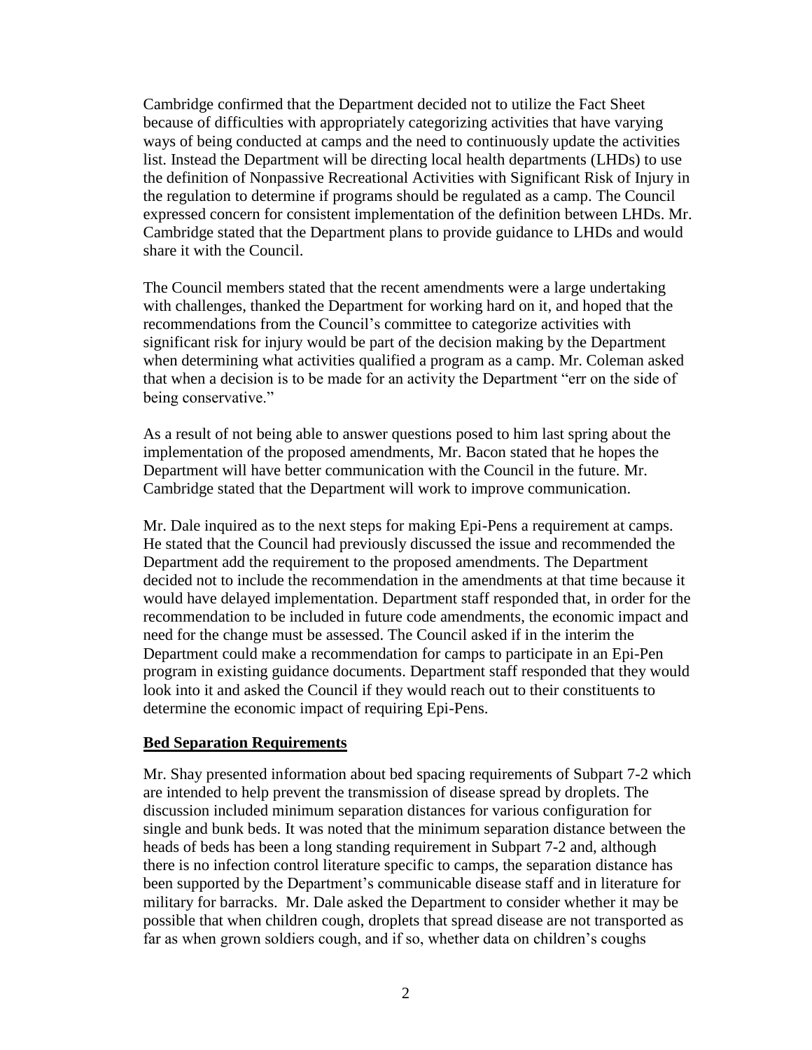Cambridge confirmed that the Department decided not to utilize the Fact Sheet because of difficulties with appropriately categorizing activities that have varying ways of being conducted at camps and the need to continuously update the activities list. Instead the Department will be directing local health departments (LHDs) to use the definition of Nonpassive Recreational Activities with Significant Risk of Injury in the regulation to determine if programs should be regulated as a camp. The Council expressed concern for consistent implementation of the definition between LHDs. Mr. Cambridge stated that the Department plans to provide guidance to LHDs and would share it with the Council.

The Council members stated that the recent amendments were a large undertaking with challenges, thanked the Department for working hard on it, and hoped that the recommendations from the Council's committee to categorize activities with significant risk for injury would be part of the decision making by the Department when determining what activities qualified a program as a camp. Mr. Coleman asked that when a decision is to be made for an activity the Department "err on the side of being conservative."

As a result of not being able to answer questions posed to him last spring about the implementation of the proposed amendments, Mr. Bacon stated that he hopes the Department will have better communication with the Council in the future. Mr. Cambridge stated that the Department will work to improve communication.

Mr. Dale inquired as to the next steps for making Epi-Pens a requirement at camps. He stated that the Council had previously discussed the issue and recommended the Department add the requirement to the proposed amendments. The Department decided not to include the recommendation in the amendments at that time because it would have delayed implementation. Department staff responded that, in order for the recommendation to be included in future code amendments, the economic impact and need for the change must be assessed. The Council asked if in the interim the Department could make a recommendation for camps to participate in an Epi-Pen program in existing guidance documents. Department staff responded that they would look into it and asked the Council if they would reach out to their constituents to determine the economic impact of requiring Epi-Pens.

**Bed Separation Requirements**

Mr. Shay presented information about bed spacing requirements of Subpart 7-2 which are intended to help prevent the transmission of disease spread by droplets. The discussion included minimum separation distances for various configuration for single and bunk beds. It was noted that the minimum separation distance between the heads of beds has been a long standing requirement in Subpart 7-2 and, although there is no infection control literature specific to camps, the separation distance has been supported by the Department's communicable disease staff and in literature for military for barracks. Mr. Dale asked the Department to consider whether it may be possible that when children cough, droplets that spread disease are not transported as far as when grown soldiers cough, and if so, whether data on children's coughs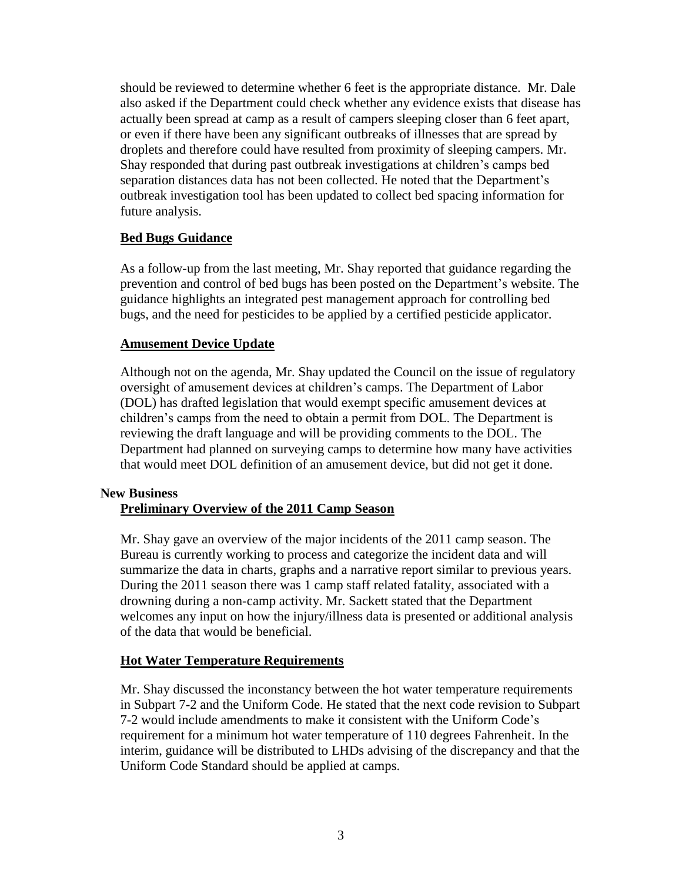should be reviewed to determine whether 6 feet is the appropriate distance. Mr. Dale also asked if the Department could check whether any evidence exists that disease has actually been spread at camp as a result of campers sleeping closer than 6 feet apart, or even if there have been any significant outbreaks of illnesses that are spread by droplets and therefore could have resulted from proximity of sleeping campers. Mr. Shay responded that during past outbreak investigations at children's camps bed separation distances data has not been collected. He noted that the Department's outbreak investigation tool has been updated to collect bed spacing information for future analysis.

**Bed Bugs Guidance**

As a follow-up from the last meeting, Mr. Shay reported that guidance regarding the prevention and control of bed bugs has been posted on the Department's website. The guidance highlights an integrated pest management approach for controlling bed bugs, and the need for pesticides to be applied by a certified pesticide applicator.

**Amusement Device Update**

Although not on the agenda, Mr. Shay updated the Council on the issue of regulatory oversight of amusement devices at children's camps. The Department of Labor (DOL) has drafted legislation that would exempt specific amusement devices at children's camps from the need to obtain a permit from DOL. The Department is reviewing the draft language and will be providing comments to the DOL. The Department had planned on surveying camps to determine how many have activities that would meet DOL definition of an amusement device, but did not get it done.

**New Business**

**Preliminary Overview of the 2011 Camp Season**

Mr. Shay gave an overview of the major incidents of the 2011 camp season. The Bureau is currently working to process and categorize the incident data and will summarize the data in charts, graphs and a narrative report similar to previous years. During the 2011 season there was 1 camp staff related fatality, associated with a drowning during a non-camp activity. Mr. Sackett stated that the Department welcomes any input on how the injury/illness data is presented or additional analysis of the data that would be beneficial.

**Hot Water Temperature Requirements**

Mr. Shay discussed the inconstancy between the hot water temperature requirements in Subpart 7-2 and the Uniform Code. He stated that the next code revision to Subpart 7-2 would include amendments to make it consistent with the Uniform Code's requirement for a minimum hot water temperature of 110 degrees Fahrenheit. In the interim, guidance will be distributed to LHDs advising of the discrepancy and that the Uniform Code Standard should be applied at camps.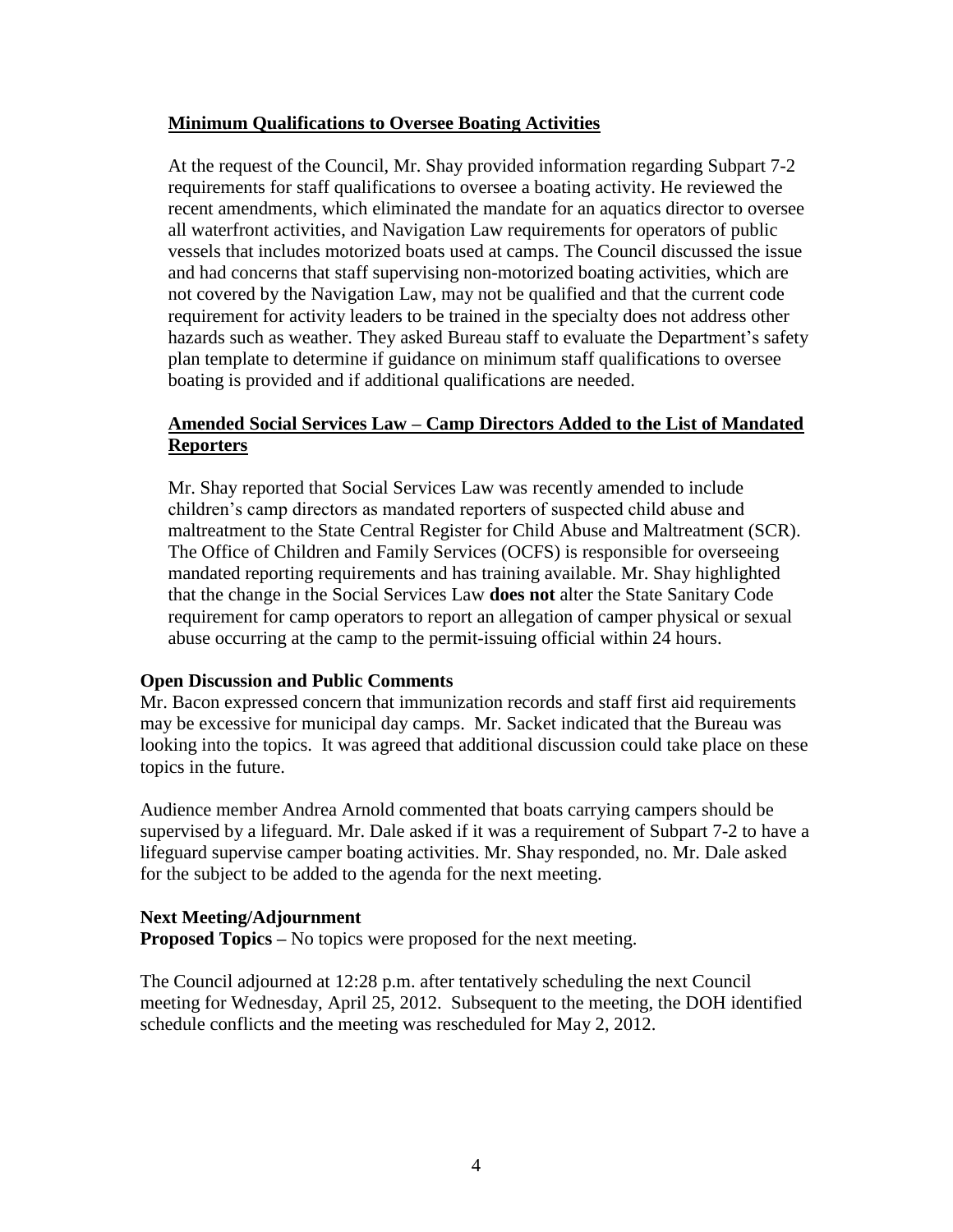**Minimum Qualifications to Oversee Boating Activities**

At the request of the Council, Mr. Shay provided information regarding Subpart 7-2 requirements for staff qualifications to oversee a boating activity. He reviewed the recent amendments, which eliminated the mandate for an aquatics director to oversee all waterfront activities, and Navigation Law requirements for operators of public vessels that includes motorized boats used at camps. The Council discussed the issue and had concerns that staff supervising non-motorized boating activities, which are not covered by the Navigation Law, may not be qualified and that the current code requirement for activity leaders to be trained in the specialty does not address other hazards such as weather. They asked Bureau staff to evaluate the Department's safety plan template to determine if guidance on minimum staff qualifications to oversee boating is provided and if additional qualifications are needed.

**Amended Social Services Law – Camp Directors Added to the List of Mandated Reporters**

Mr. Shay reported that Social Services Law was recently amended to include children's camp directors as mandated reporters of suspected child abuse and maltreatment to the State Central Register for Child Abuse and Maltreatment (SCR). The Office of Children and Family Services (OCFS) is responsible for overseeing mandated reporting requirements and has training available. Mr. Shay highlighted that the change in the Social Services Law **does not** alter the State Sanitary Code requirement for camp operators to report an allegation of camper physical or sexual abuse occurring at the camp to the permit-issuing official within 24 hours.

**Open Discussion and Public Comments**

Mr. Bacon expressed concern that immunization records and staff first aid requirements may be excessive for municipal day camps. Mr. Sacket indicated that the Bureau was looking into the topics. It was agreed that additional discussion could take place on these topics in the future.

Audience member Andrea Arnold commented that boats carrying campers should be supervised by a lifeguard. Mr. Dale asked if it was a requirement of Subpart 7-2 to have a lifeguard supervise camper boating activities. Mr. Shay responded, no. Mr. Dale asked for the subject to be added to the agenda for the next meeting.

**Next Meeting/Adjournment**

**Proposed Topics –** No topics were proposed for the next meeting.

The Council adjourned at 12:28 p.m. after tentatively scheduling the next Council meeting for Wednesday, April 25, 2012. Subsequent to the meeting, the DOH identified schedule conflicts and the meeting was rescheduled for May 2, 2012.